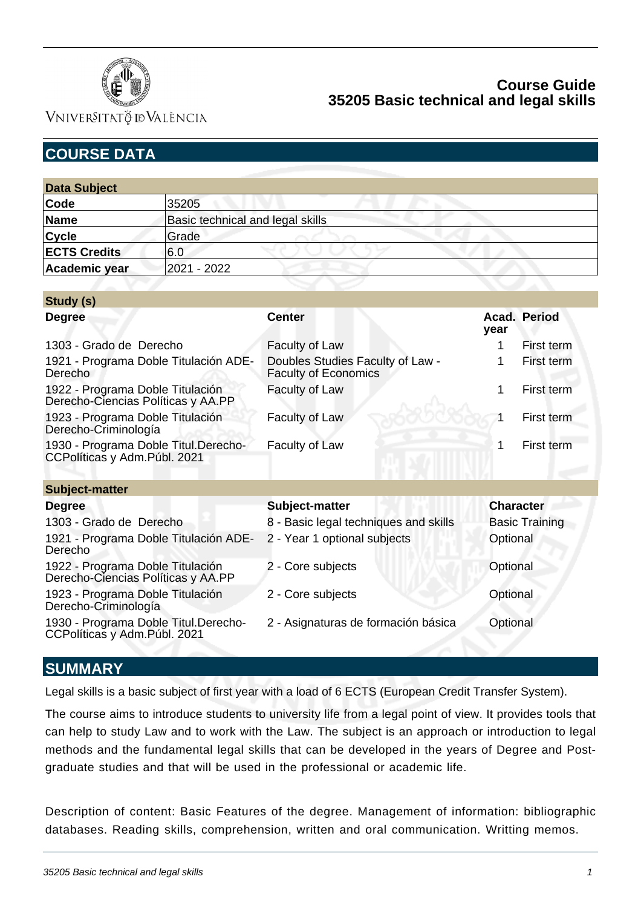# Course Guide
## 35205 Basic technical and legal skills

## COURSE DATA

| Data Subject | |
|---|---|
| **Code** | 35205 |
| **Name** | Basic technical and legal skills |
| **Cycle** | Grade |
| **ECTS Credits** | 6.0 |
| **Academic year** | 2021 - 2022 |

**Study (s)**

| Degree | Center | Acad. year | Period |
|---|---|---|---|
| 1303 - Grado de Derecho | Faculty of Law | 1 | First term |
| 1921 - Programa Doble Titulación ADE-Derecho | Doubles Studies Faculty of Law - Faculty of Economics | 1 | First term |
| 1922 - Programa Doble Titulación Derecho-Ciencias Políticas y AA.PP | Faculty of Law | 1 | First term |
| 1923 - Programa Doble Titulación Derecho-Criminología | Faculty of Law | 1 | First term |
| 1930 - Programa Doble Titul.Derecho-CCPolíticas y Adm.Públ. 2021 | Faculty of Law | 1 | First term |

**Subject-matter**

| Degree | Subject-matter | Character |
|---|---|---|
| 1303 - Grado de Derecho | 8 - Basic legal techniques and skills | Basic Training |
| 1921 - Programa Doble Titulación ADE-Derecho | 2 - Year 1 optional subjects | Optional |
| 1922 - Programa Doble Titulación Derecho-Ciencias Políticas y AA.PP | 2 - Core subjects | Optional |
| 1923 - Programa Doble Titulación Derecho-Criminología | 2 - Core subjects | Optional |
| 1930 - Programa Doble Titul.Derecho-CCPolíticas y Adm.Públ. 2021 | 2 - Asignaturas de formación básica | Optional |

## SUMMARY

Legal skills is a basic subject of first year with a load of 6 ECTS (European Credit Transfer System).

The course aims to introduce students to university life from a legal point of view. It provides tools that can help to study Law and to work with the Law. The subject is an approach or introduction to legal methods and the fundamental legal skills that can be developed in the years of Degree and Post-graduate studies and that will be used in the professional or academic life.

Description of content: Basic Features of the degree. Management of information: bibliographic databases. Reading skills, comprehension, written and oral communication. Writting memos.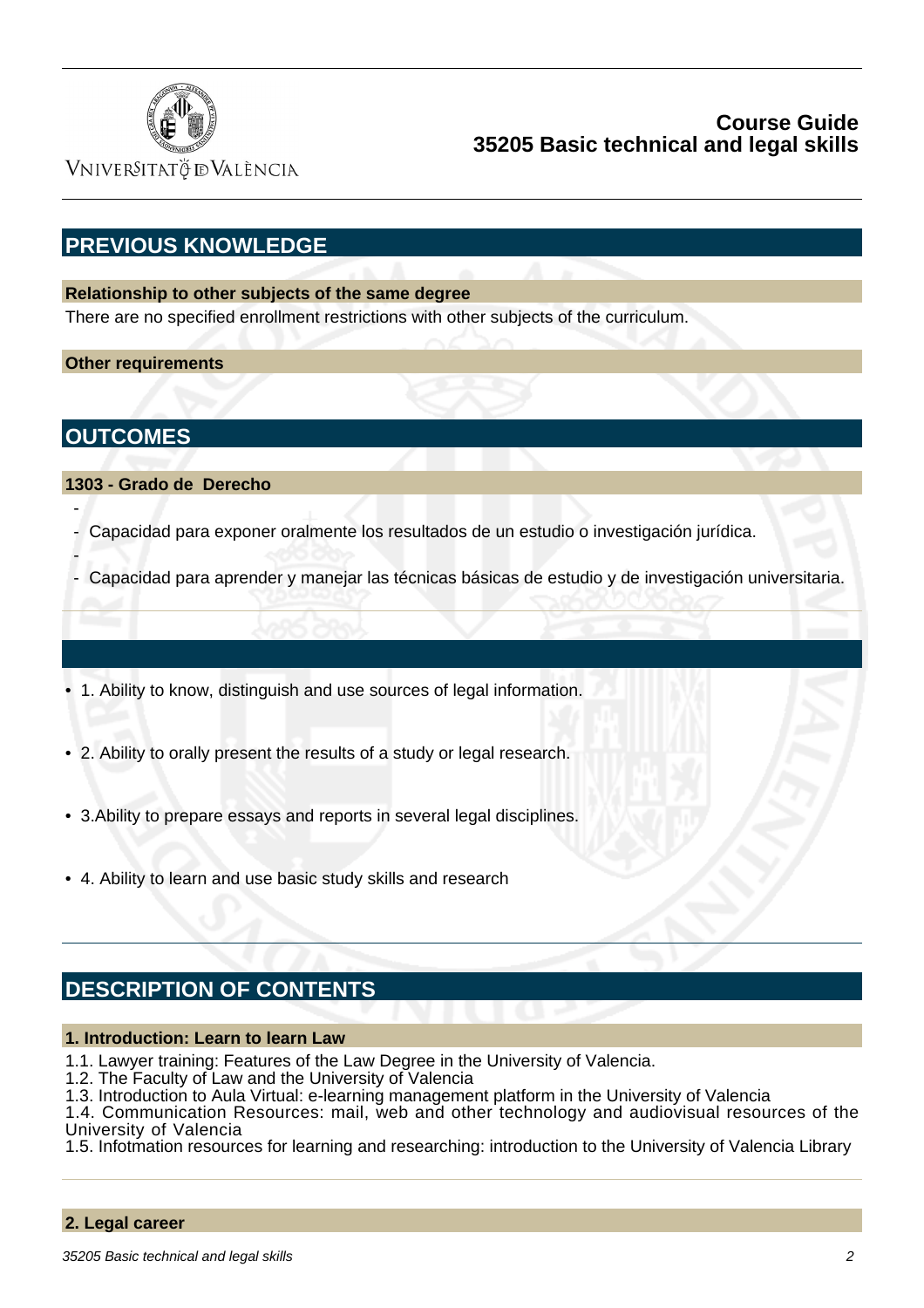## PREVIOUS KNOWLEDGE

### Relationship to other subjects of the same degree

There are no specified enrollment restrictions with other subjects of the curriculum.

### Other requirements

## OUTCOMES

### 1303 - Grado de  Derecho

- 
- Capacidad para exponer oralmente los resultados de un estudio o investigación jurídica.
- 
- Capacidad para aprender y manejar las técnicas básicas de estudio y de investigación universitaria.

##

- 1. Ability to know, distinguish and use sources of legal information.
- 2. Ability to orally present the results of a study or legal research.
- 3.Ability to prepare essays and reports in several legal disciplines.
- 4. Ability to learn and use basic study skills and research

## DESCRIPTION OF CONTENTS

### 1. Introduction: Learn to learn Law

1.1. Lawyer training: Features of the Law Degree in the University of Valencia.
1.2. The Faculty of Law and the University of Valencia
1.3. Introduction to Aula Virtual: e-learning management platform in the University of Valencia
1.4. Communication Resources: mail, web and other technology and audiovisual resources of the University of Valencia
1.5. Infotmation resources for learning and researching: introduction to the University of Valencia Library

### 2. Legal career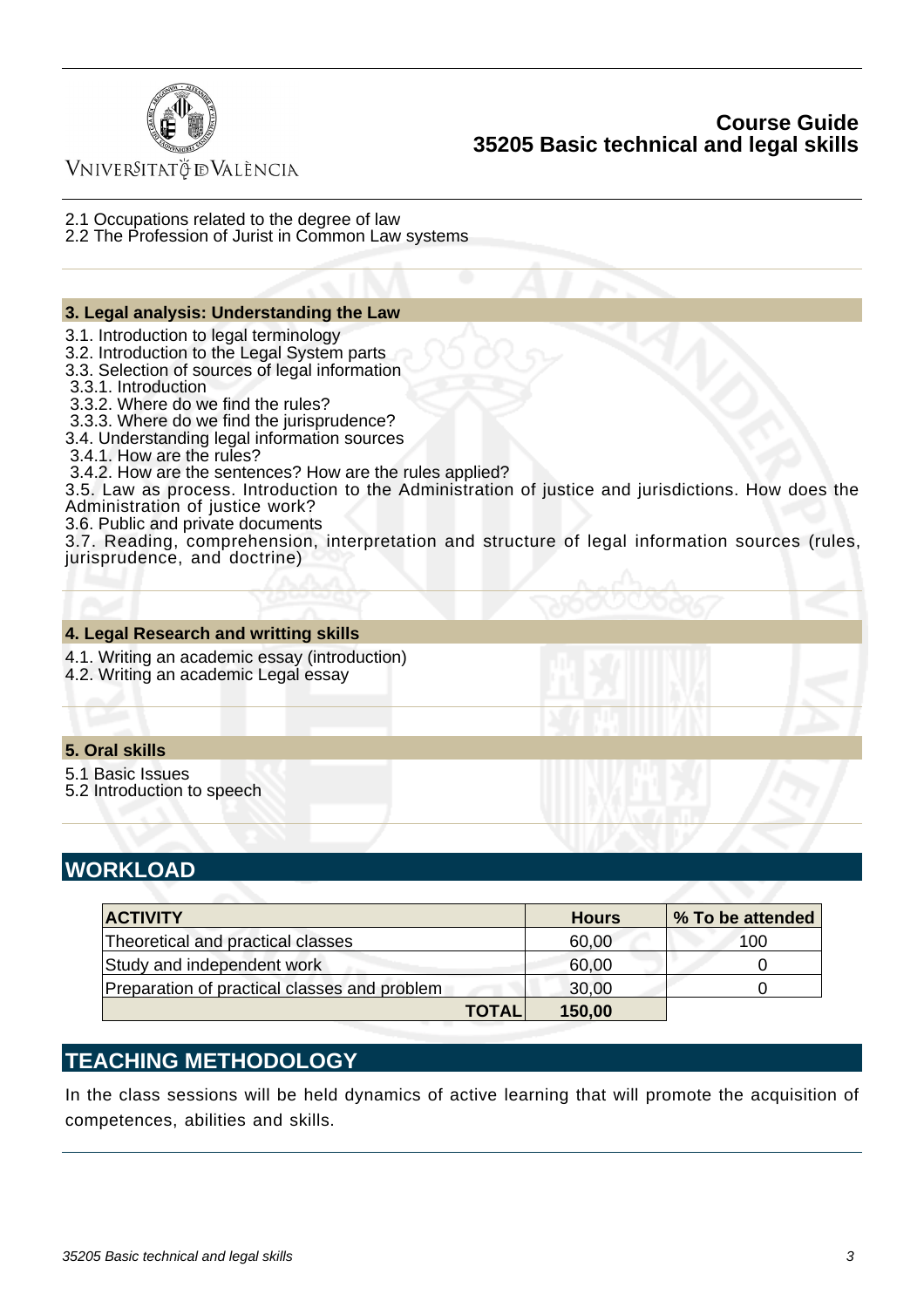2.1 Occupations related to the degree of law
2.2 The Profession of Jurist in Common Law systems

### 3. Legal analysis: Understanding the Law

3.1. Introduction to legal terminology
3.2. Introduction to the Legal System parts
3.3. Selection of sources of legal information
 3.3.1. Introduction
 3.3.2. Where do we find the rules?
 3.3.3. Where do we find the jurisprudence?
3.4. Understanding legal information sources
 3.4.1. How are the rules?
 3.4.2. How are the sentences? How are the rules applied?
3.5. Law as process. Introduction to the Administration of justice and jurisdictions. How does the Administration of justice work?
3.6. Public and private documents
3.7. Reading, comprehension, interpretation and structure of legal information sources (rules, jurisprudence, and doctrine)

### 4. Legal Research and writting skills

4.1. Writing an academic essay (introduction)
4.2. Writing an academic Legal essay

### 5. Oral skills

5.1 Basic Issues
5.2 Introduction to speech

## WORKLOAD

| ACTIVITY | Hours | % To be attended |
| --- | --- | --- |
| Theoretical and practical classes | 60,00 | 100 |
| Study and independent work | 60,00 | 0 |
| Preparation of practical classes and problem | 30,00 | 0 |
| **TOTAL** | **150,00** | |

## TEACHING METHODOLOGY

In the class sessions will be held dynamics of active learning that will promote the acquisition of competences, abilities and skills.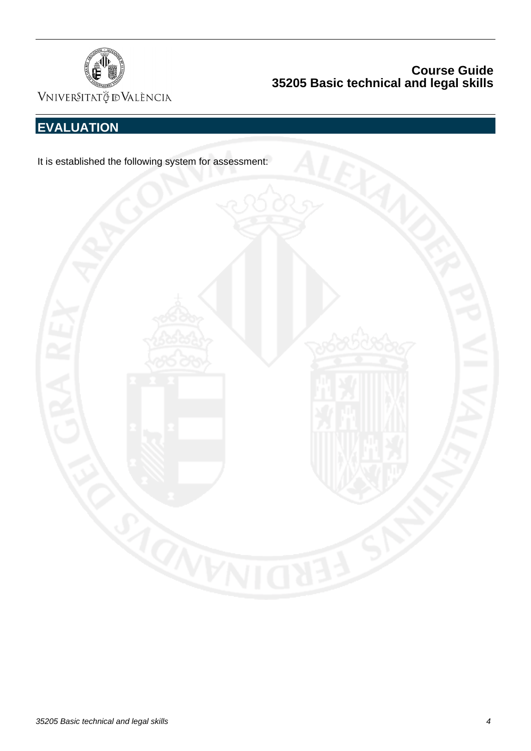## EVALUATION

It is established the following system for assessment: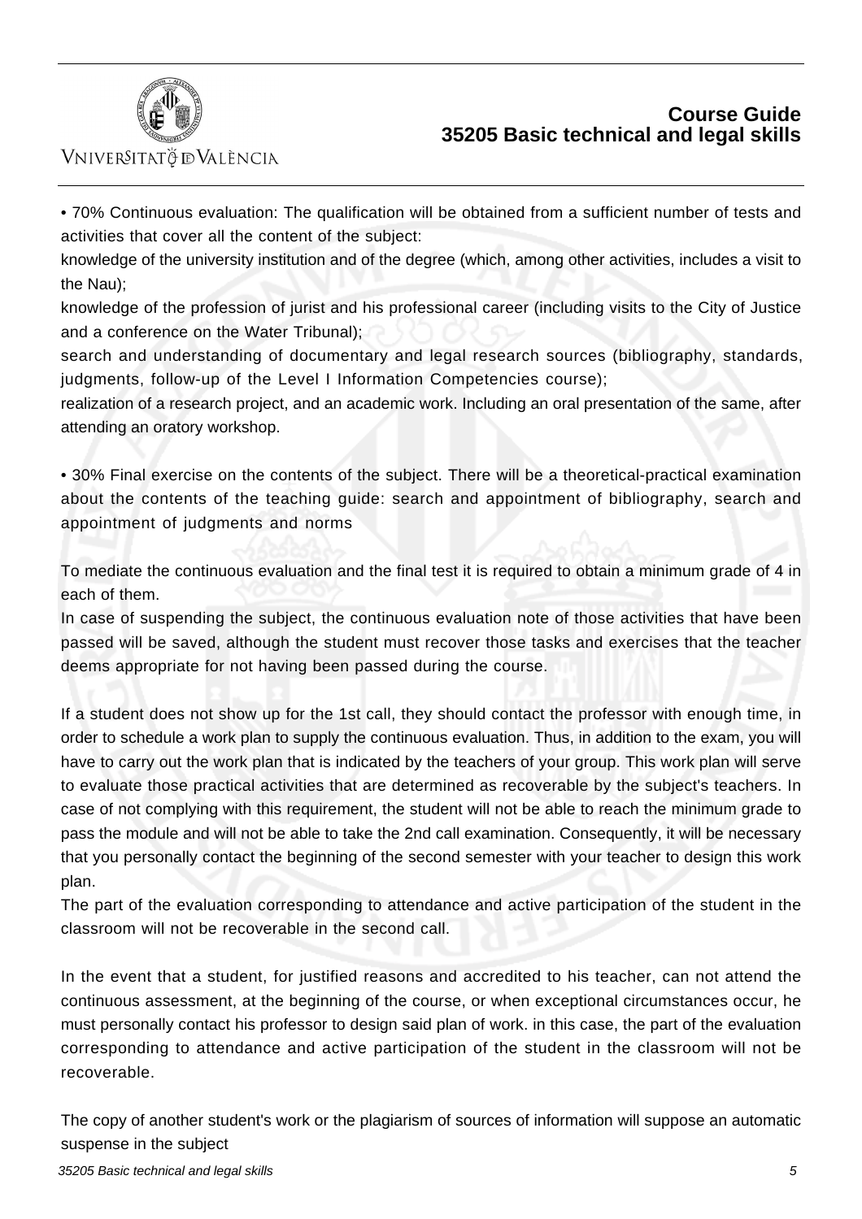• 70% Continuous evaluation: The qualification will be obtained from a sufficient number of tests and activities that cover all the content of the subject:

knowledge of the university institution and of the degree (which, among other activities, includes a visit to the Nau);

knowledge of the profession of jurist and his professional career (including visits to the City of Justice and a conference on the Water Tribunal);

search and understanding of documentary and legal research sources (bibliography, standards, judgments, follow-up of the Level I Information Competencies course);

realization of a research project, and an academic work. Including an oral presentation of the same, after attending an oratory workshop.

• 30% Final exercise on the contents of the subject. There will be a theoretical-practical examination about the contents of the teaching guide: search and appointment of bibliography, search and appointment of judgments and norms

To mediate the continuous evaluation and the final test it is required to obtain a minimum grade of 4 in each of them.

In case of suspending the subject, the continuous evaluation note of those activities that have been passed will be saved, although the student must recover those tasks and exercises that the teacher deems appropriate for not having been passed during the course.

If a student does not show up for the 1st call, they should contact the professor with enough time, in order to schedule a work plan to supply the continuous evaluation. Thus, in addition to the exam, you will have to carry out the work plan that is indicated by the teachers of your group. This work plan will serve to evaluate those practical activities that are determined as recoverable by the subject's teachers. In case of not complying with this requirement, the student will not be able to reach the minimum grade to pass the module and will not be able to take the 2nd call examination. Consequently, it will be necessary that you personally contact the beginning of the second semester with your teacher to design this work plan.

The part of the evaluation corresponding to attendance and active participation of the student in the classroom will not be recoverable in the second call.

In the event that a student, for justified reasons and accredited to his teacher, can not attend the continuous assessment, at the beginning of the course, or when exceptional circumstances occur, he must personally contact his professor to design said plan of work. in this case, the part of the evaluation corresponding to attendance and active participation of the student in the classroom will not be recoverable.

The copy of another student's work or the plagiarism of sources of information will suppose an automatic suspense in the subject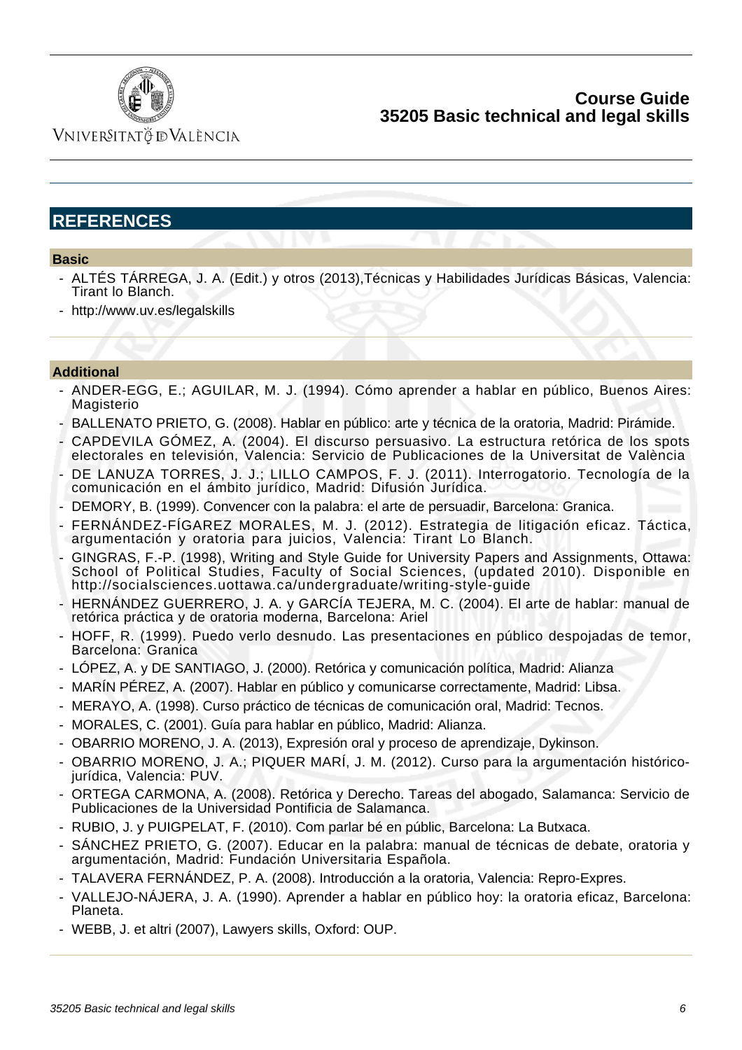## REFERENCES

### Basic

- ALTÉS TÁRREGA, J. A. (Edit.) y otros (2013),Técnicas y Habilidades Jurídicas Básicas, Valencia: Tirant lo Blanch.
- http://www.uv.es/legalskills

### Additional

- ANDER-EGG, E.; AGUILAR, M. J. (1994). Cómo aprender a hablar en público, Buenos Aires: Magisterio
- BALLENATO PRIETO, G. (2008). Hablar en público: arte y técnica de la oratoria, Madrid: Pirámide.
- CAPDEVILA GÓMEZ, A. (2004). El discurso persuasivo. La estructura retórica de los spots electorales en televisión, Valencia: Servicio de Publicaciones de la Universitat de València
- DE LANUZA TORRES, J. J.; LILLO CAMPOS, F. J. (2011). Interrogatorio. Tecnología de la comunicación en el ámbito jurídico, Madrid: Difusión Jurídica.
- DEMORY, B. (1999). Convencer con la palabra: el arte de persuadir, Barcelona: Granica.
- FERNÁNDEZ-FÍGAREZ MORALES, M. J. (2012). Estrategia de litigación eficaz. Táctica, argumentación y oratoria para juicios, Valencia: Tirant Lo Blanch.
- GINGRAS, F.-P. (1998), Writing and Style Guide for University Papers and Assignments, Ottawa: School of Political Studies, Faculty of Social Sciences, (updated 2010). Disponible en http://socialsciences.uottawa.ca/undergraduate/writing-style-guide
- HERNÁNDEZ GUERRERO, J. A. y GARCÍA TEJERA, M. C. (2004). El arte de hablar: manual de retórica práctica y de oratoria moderna, Barcelona: Ariel
- HOFF, R. (1999). Puedo verlo desnudo. Las presentaciones en público despojadas de temor, Barcelona: Granica
- LÓPEZ, A. y DE SANTIAGO, J. (2000). Retórica y comunicación política, Madrid: Alianza
- MARÍN PÉREZ, A. (2007). Hablar en público y comunicarse correctamente, Madrid: Libsa.
- MERAYO, A. (1998). Curso práctico de técnicas de comunicación oral, Madrid: Tecnos.
- MORALES, C. (2001). Guía para hablar en público, Madrid: Alianza.
- OBARRIO MORENO, J. A. (2013), Expresión oral y proceso de aprendizaje, Dykinson.
- OBARRIO MORENO, J. A.; PIQUER MARÍ, J. M. (2012). Curso para la argumentación histórico-jurídica, Valencia: PUV.
- ORTEGA CARMONA, A. (2008). Retórica y Derecho. Tareas del abogado, Salamanca: Servicio de Publicaciones de la Universidad Pontificia de Salamanca.
- RUBIO, J. y PUIGPELAT, F. (2010). Com parlar bé en públic, Barcelona: La Butxaca.
- SÁNCHEZ PRIETO, G. (2007). Educar en la palabra: manual de técnicas de debate, oratoria y argumentación, Madrid: Fundación Universitaria Española.
- TALAVERA FERNÁNDEZ, P. A. (2008). Introducción a la oratoria, Valencia: Repro-Expres.
- VALLEJO-NÁJERA, J. A. (1990). Aprender a hablar en público hoy: la oratoria eficaz, Barcelona: Planeta.
- WEBB, J. et altri (2007), Lawyers skills, Oxford: OUP.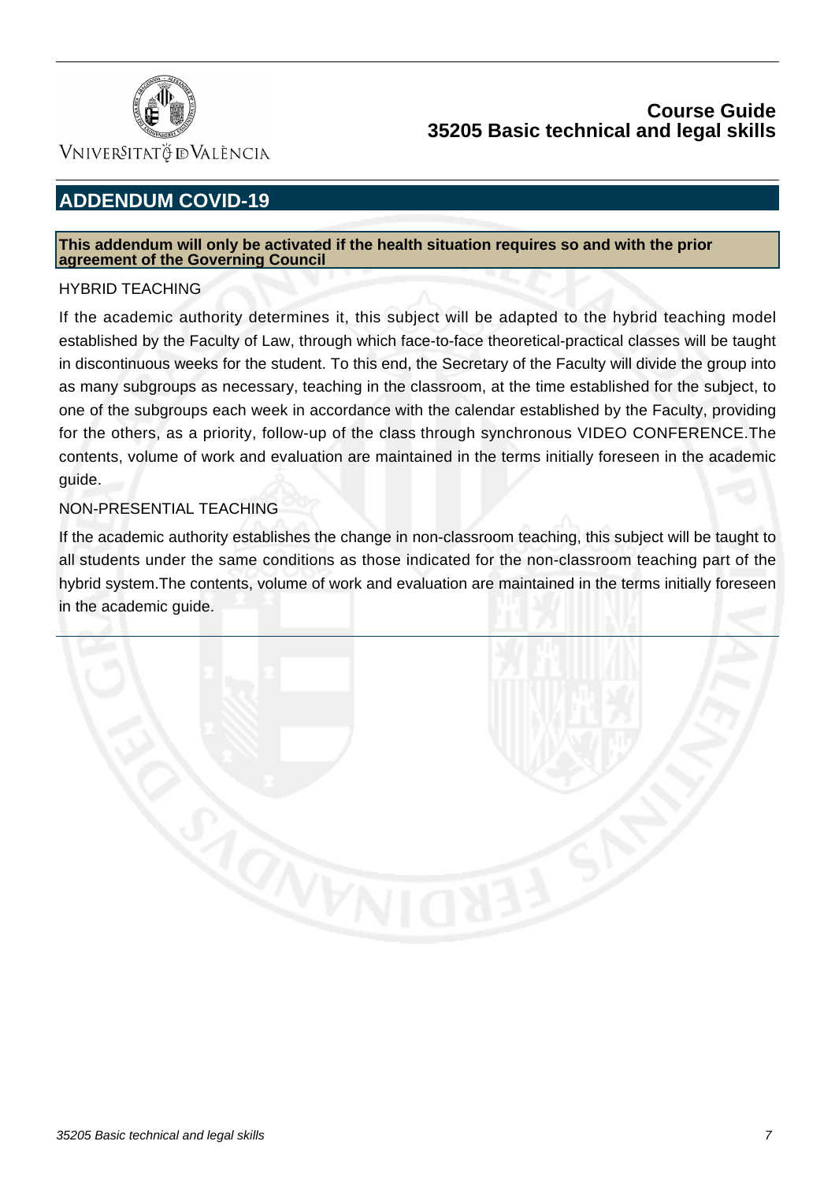## ADDENDUM COVID-19

**This addendum will only be activated if the health situation requires so and with the prior agreement of the Governing Council**

HYBRID TEACHING

If the academic authority determines it, this subject will be adapted to the hybrid teaching model established by the Faculty of Law, through which face-to-face theoretical-practical classes will be taught in discontinuous weeks for the student. To this end, the Secretary of the Faculty will divide the group into as many subgroups as necessary, teaching in the classroom, at the time established for the subject, to one of the subgroups each week in accordance with the calendar established by the Faculty, providing for the others, as a priority, follow-up of the class through synchronous VIDEO CONFERENCE.The contents, volume of work and evaluation are maintained in the terms initially foreseen in the academic guide.

NON-PRESENTIAL TEACHING

If the academic authority establishes the change in non-classroom teaching, this subject will be taught to all students under the same conditions as those indicated for the non-classroom teaching part of the hybrid system.The contents, volume of work and evaluation are maintained in the terms initially foreseen in the academic guide.